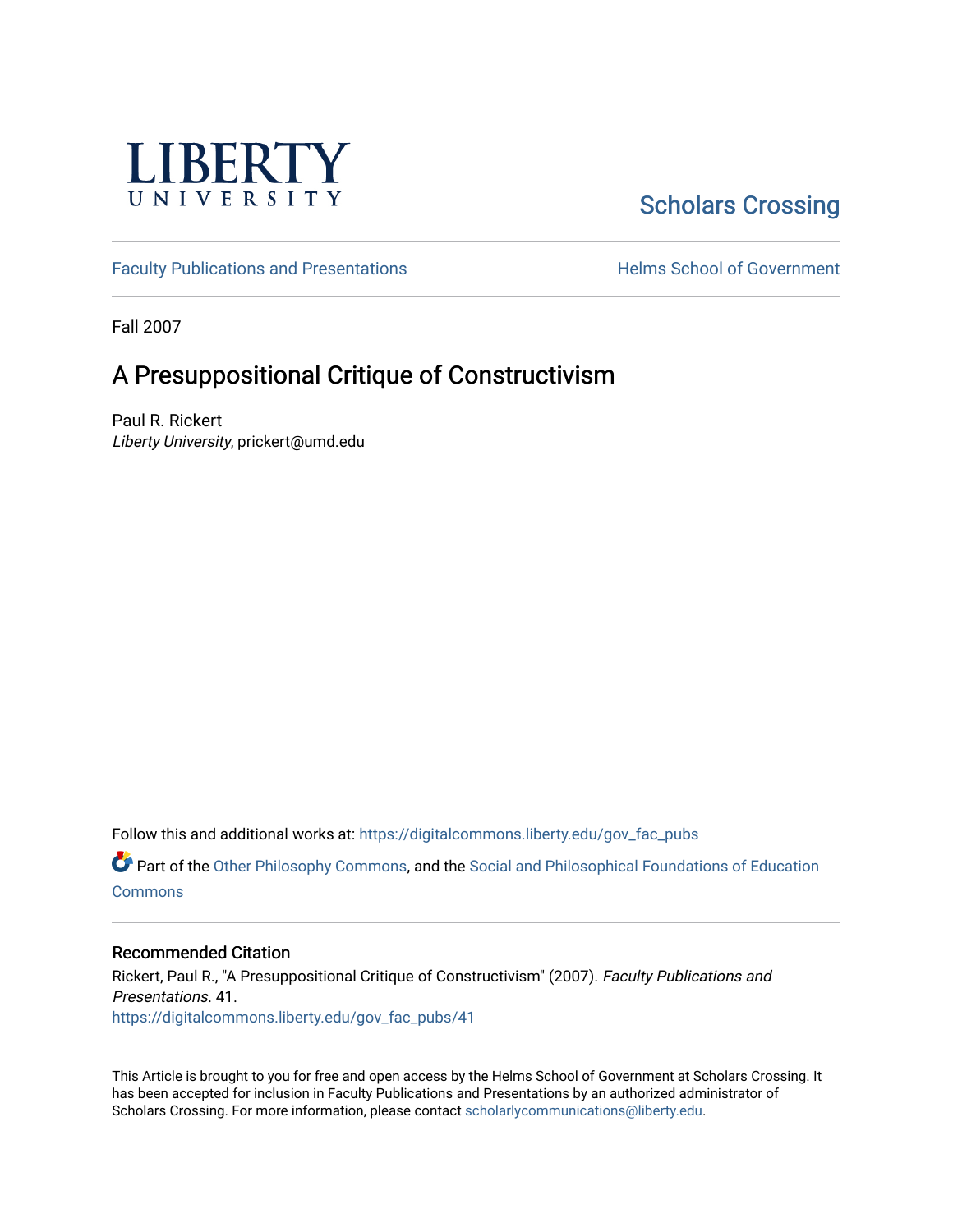LIBERTY UNIVERSITY

Scholars Crossing

Faculty Publications and Presentations

Helms School of Government

Fall 2007

# A Presuppositional Critique of Constructivism

Paul R. Rickert
*Liberty University*, prickert@umd.edu

Follow this and additional works at: https://digitalcommons.liberty.edu/gov_fac_pubs

Part of the Other Philosophy Commons, and the Social and Philosophical Foundations of Education Commons

## Recommended Citation

Rickert, Paul R., "A Presuppositional Critique of Constructivism" (2007). *Faculty Publications and Presentations*. 41.
https://digitalcommons.liberty.edu/gov_fac_pubs/41

This Article is brought to you for free and open access by the Helms School of Government at Scholars Crossing. It has been accepted for inclusion in Faculty Publications and Presentations by an authorized administrator of Scholars Crossing. For more information, please contact scholarlycommunications@liberty.edu.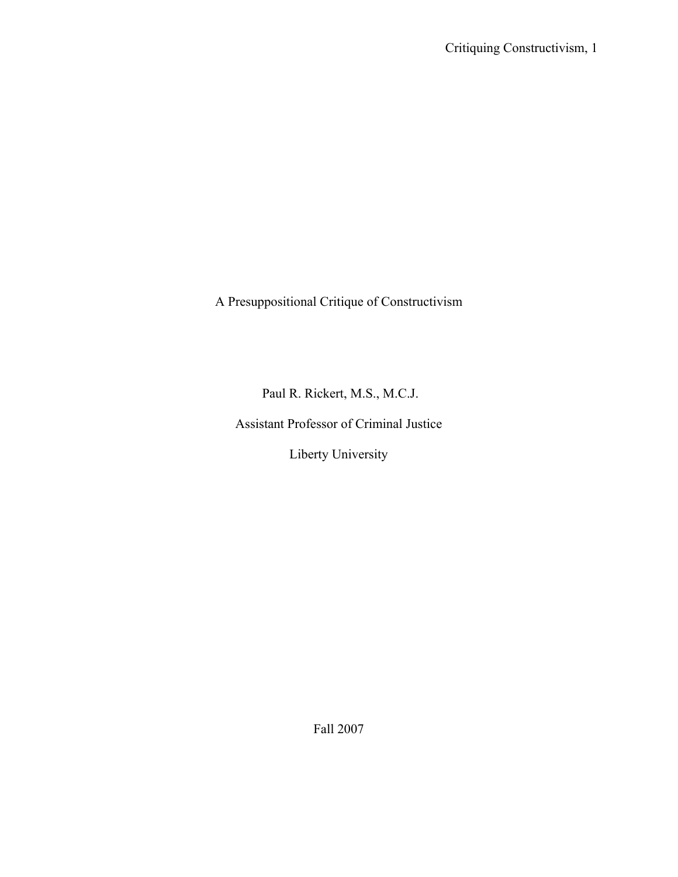A Presuppositional Critique of Constructivism

Paul R. Rickert, M.S., M.C.J.

Assistant Professor of Criminal Justice

Liberty University

Fall 2007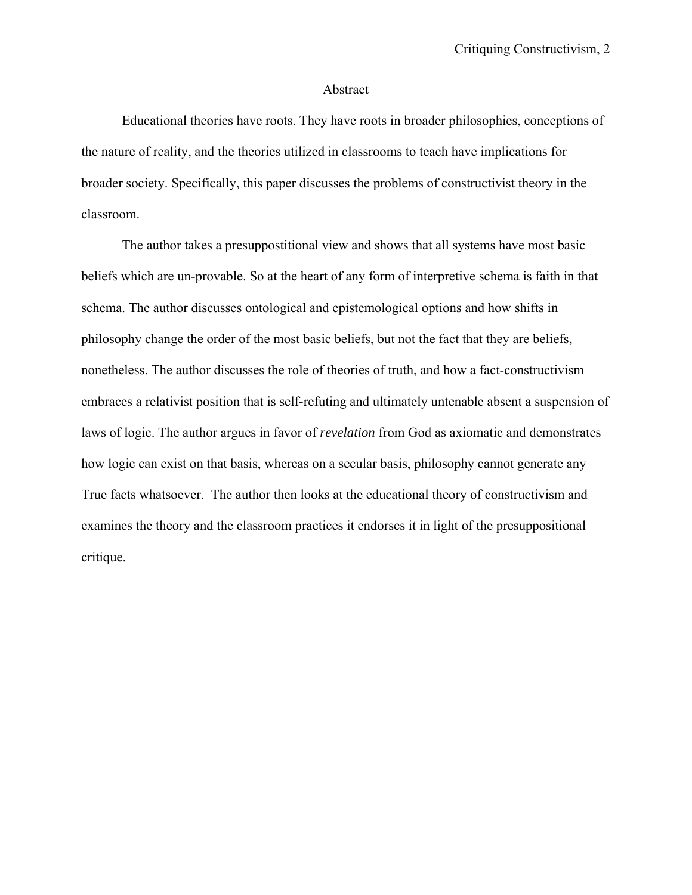# Abstract

Educational theories have roots. They have roots in broader philosophies, conceptions of the nature of reality, and the theories utilized in classrooms to teach have implications for broader society. Specifically, this paper discusses the problems of constructivist theory in the classroom.

The author takes a presuppostitional view and shows that all systems have most basic beliefs which are un-provable. So at the heart of any form of interpretive schema is faith in that schema. The author discusses ontological and epistemological options and how shifts in philosophy change the order of the most basic beliefs, but not the fact that they are beliefs, nonetheless. The author discusses the role of theories of truth, and how a fact-constructivism embraces a relativist position that is self-refuting and ultimately untenable absent a suspension of laws of logic. The author argues in favor of *revelation* from God as axiomatic and demonstrates how logic can exist on that basis, whereas on a secular basis, philosophy cannot generate any True facts whatsoever. The author then looks at the educational theory of constructivism and examines the theory and the classroom practices it endorses it in light of the presuppositional critique.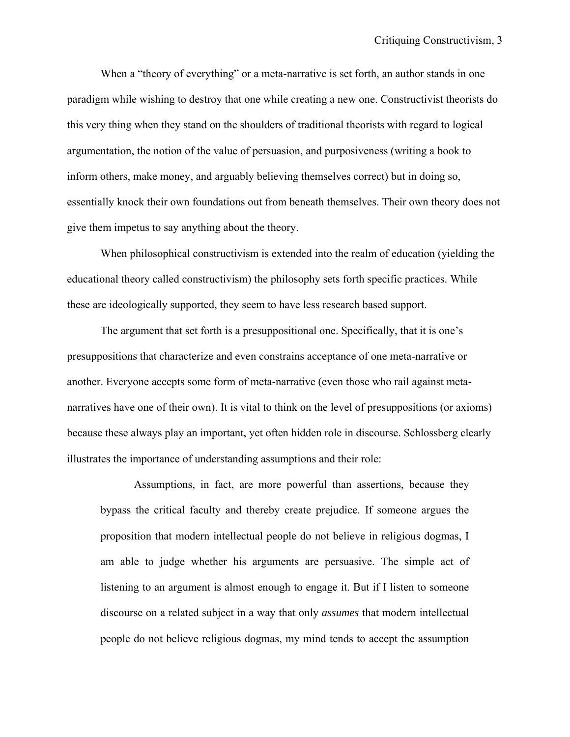When a "theory of everything" or a meta-narrative is set forth, an author stands in one paradigm while wishing to destroy that one while creating a new one. Constructivist theorists do this very thing when they stand on the shoulders of traditional theorists with regard to logical argumentation, the notion of the value of persuasion, and purposiveness (writing a book to inform others, make money, and arguably believing themselves correct) but in doing so, essentially knock their own foundations out from beneath themselves. Their own theory does not give them impetus to say anything about the theory.

When philosophical constructivism is extended into the realm of education (yielding the educational theory called constructivism) the philosophy sets forth specific practices. While these are ideologically supported, they seem to have less research based support.

The argument that set forth is a presuppositional one. Specifically, that it is one's presuppositions that characterize and even constrains acceptance of one meta-narrative or another. Everyone accepts some form of meta-narrative (even those who rail against meta-narratives have one of their own). It is vital to think on the level of presuppositions (or axioms) because these always play an important, yet often hidden role in discourse. Schlossberg clearly illustrates the importance of understanding assumptions and their role:

> Assumptions, in fact, are more powerful than assertions, because they bypass the critical faculty and thereby create prejudice. If someone argues the proposition that modern intellectual people do not believe in religious dogmas, I am able to judge whether his arguments are persuasive. The simple act of listening to an argument is almost enough to engage it. But if I listen to someone discourse on a related subject in a way that only *assumes* that modern intellectual people do not believe religious dogmas, my mind tends to accept the assumption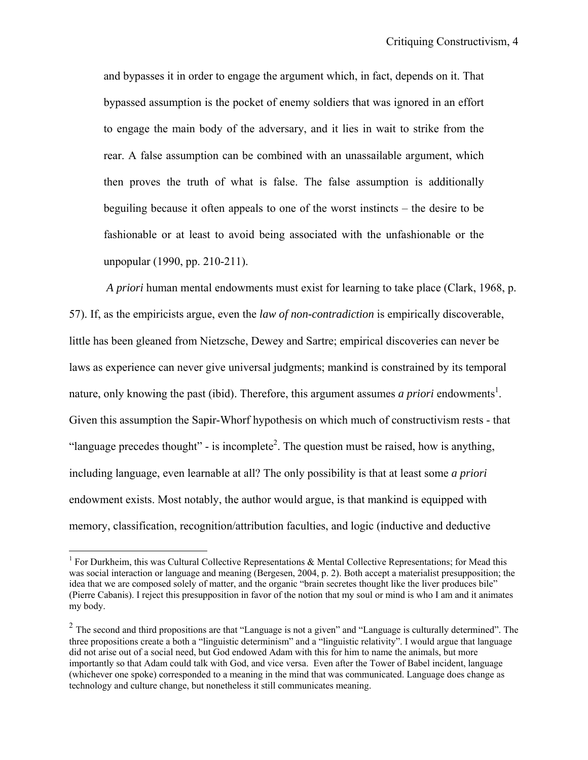> and bypasses it in order to engage the argument which, in fact, depends on it. That bypassed assumption is the pocket of enemy soldiers that was ignored in an effort to engage the main body of the adversary, and it lies in wait to strike from the rear. A false assumption can be combined with an unassailable argument, which then proves the truth of what is false. The false assumption is additionally beguiling because it often appeals to one of the worst instincts – the desire to be fashionable or at least to avoid being associated with the unfashionable or the unpopular (1990, pp. 210-211).

*A priori* human mental endowments must exist for learning to take place (Clark, 1968, p. 57). If, as the empiricists argue, even the *law of non-contradiction* is empirically discoverable, little has been gleaned from Nietzsche, Dewey and Sartre; empirical discoveries can never be laws as experience can never give universal judgments; mankind is constrained by its temporal nature, only knowing the past (ibid). Therefore, this argument assumes *a priori* endowments[1]. Given this assumption the Sapir-Whorf hypothesis on which much of constructivism rests - that "language precedes thought" - is incomplete[2]. The question must be raised, how is anything, including language, even learnable at all? The only possibility is that at least some *a priori* endowment exists. Most notably, the author would argue, is that mankind is equipped with memory, classification, recognition/attribution faculties, and logic (inductive and deductive

---

[1] For Durkheim, this was Cultural Collective Representations & Mental Collective Representations; for Mead this was social interaction or language and meaning (Bergesen, 2004, p. 2). Both accept a materialist presupposition; the idea that we are composed solely of matter, and the organic "brain secretes thought like the liver produces bile" (Pierre Cabanis). I reject this presupposition in favor of the notion that my soul or mind is who I am and it animates my body.

[2] The second and third propositions are that "Language is not a given" and "Language is culturally determined". The three propositions create a both a "linguistic determinism" and a "linguistic relativity". I would argue that language did not arise out of a social need, but God endowed Adam with this for him to name the animals, but more importantly so that Adam could talk with God, and vice versa. Even after the Tower of Babel incident, language (whichever one spoke) corresponded to a meaning in the mind that was communicated. Language does change as technology and culture change, but nonetheless it still communicates meaning.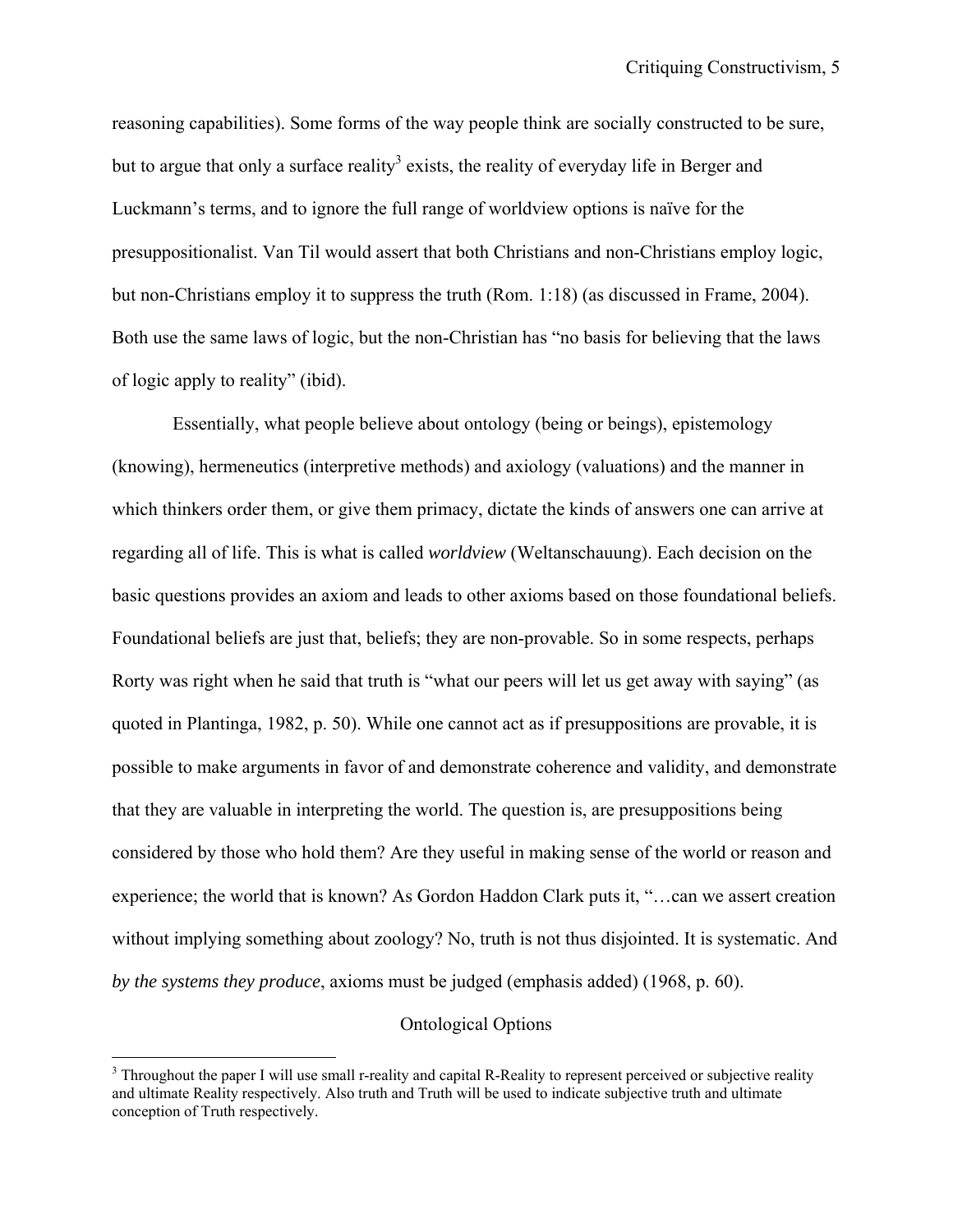reasoning capabilities). Some forms of the way people think are socially constructed to be sure, but to argue that only a surface reality[3] exists, the reality of everyday life in Berger and Luckmann's terms, and to ignore the full range of worldview options is naïve for the presuppositionalist. Van Til would assert that both Christians and non-Christians employ logic, but non-Christians employ it to suppress the truth (Rom. 1:18) (as discussed in Frame, 2004). Both use the same laws of logic, but the non-Christian has "no basis for believing that the laws of logic apply to reality" (ibid).

Essentially, what people believe about ontology (being or beings), epistemology (knowing), hermeneutics (interpretive methods) and axiology (valuations) and the manner in which thinkers order them, or give them primacy, dictate the kinds of answers one can arrive at regarding all of life. This is what is called *worldview* (Weltanschauung). Each decision on the basic questions provides an axiom and leads to other axioms based on those foundational beliefs. Foundational beliefs are just that, beliefs; they are non-provable. So in some respects, perhaps Rorty was right when he said that truth is "what our peers will let us get away with saying" (as quoted in Plantinga, 1982, p. 50). While one cannot act as if presuppositions are provable, it is possible to make arguments in favor of and demonstrate coherence and validity, and demonstrate that they are valuable in interpreting the world. The question is, are presuppositions being considered by those who hold them? Are they useful in making sense of the world or reason and experience; the world that is known? As Gordon Haddon Clark puts it, "…can we assert creation without implying something about zoology? No, truth is not thus disjointed. It is systematic. And *by the systems they produce*, axioms must be judged (emphasis added) (1968, p. 60).

## Ontological Options

[3] Throughout the paper I will use small r-reality and capital R-Reality to represent perceived or subjective reality and ultimate Reality respectively. Also truth and Truth will be used to indicate subjective truth and ultimate conception of Truth respectively.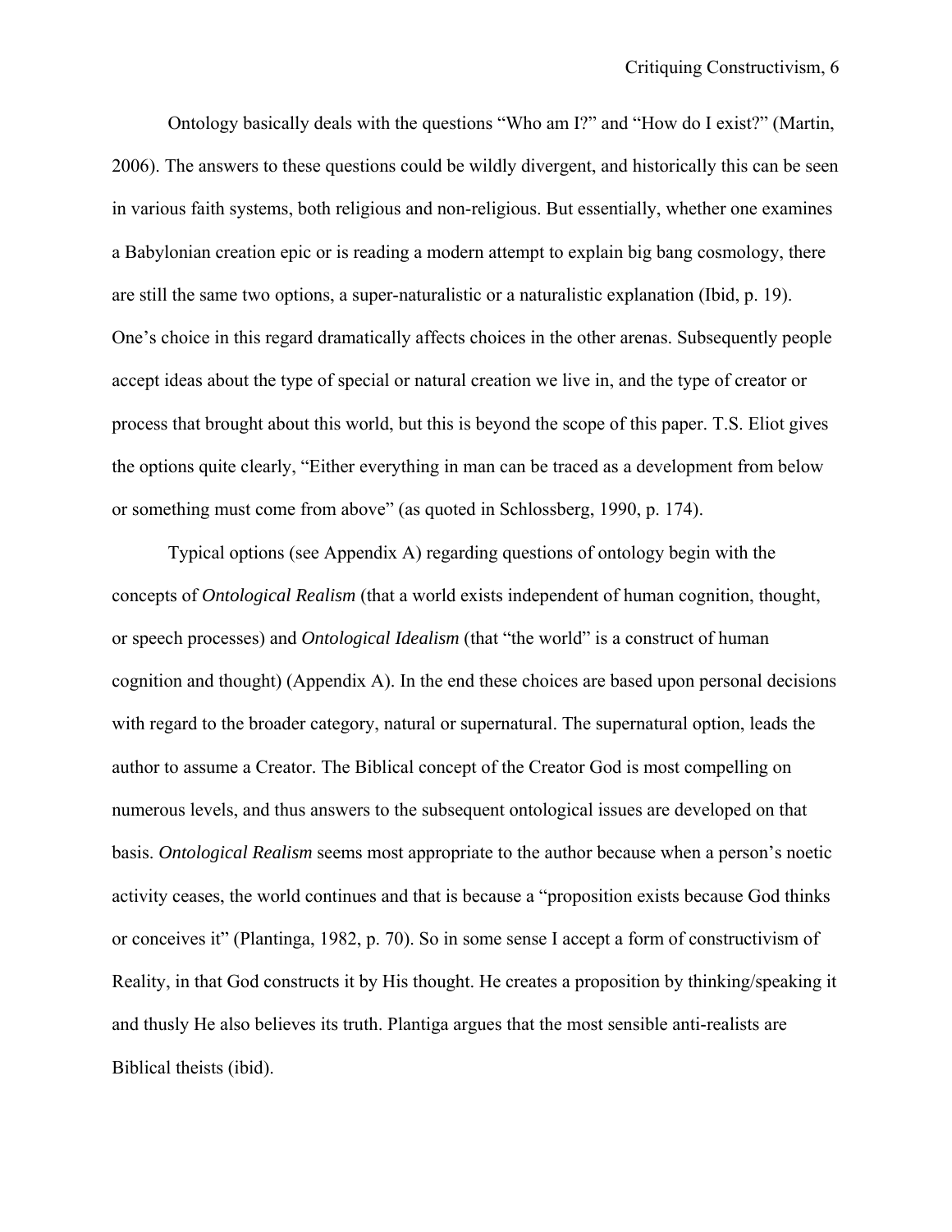Ontology basically deals with the questions "Who am I?" and "How do I exist?" (Martin, 2006). The answers to these questions could be wildly divergent, and historically this can be seen in various faith systems, both religious and non-religious. But essentially, whether one examines a Babylonian creation epic or is reading a modern attempt to explain big bang cosmology, there are still the same two options, a super-naturalistic or a naturalistic explanation (Ibid, p. 19). One's choice in this regard dramatically affects choices in the other arenas. Subsequently people accept ideas about the type of special or natural creation we live in, and the type of creator or process that brought about this world, but this is beyond the scope of this paper. T.S. Eliot gives the options quite clearly, "Either everything in man can be traced as a development from below or something must come from above" (as quoted in Schlossberg, 1990, p. 174).

Typical options (see Appendix A) regarding questions of ontology begin with the concepts of *Ontological Realism* (that a world exists independent of human cognition, thought, or speech processes) and *Ontological Idealism* (that "the world" is a construct of human cognition and thought) (Appendix A). In the end these choices are based upon personal decisions with regard to the broader category, natural or supernatural. The supernatural option, leads the author to assume a Creator. The Biblical concept of the Creator God is most compelling on numerous levels, and thus answers to the subsequent ontological issues are developed on that basis. *Ontological Realism* seems most appropriate to the author because when a person's noetic activity ceases, the world continues and that is because a "proposition exists because God thinks or conceives it" (Plantinga, 1982, p. 70). So in some sense I accept a form of constructivism of Reality, in that God constructs it by His thought. He creates a proposition by thinking/speaking it and thusly He also believes its truth. Plantiga argues that the most sensible anti-realists are Biblical theists (ibid).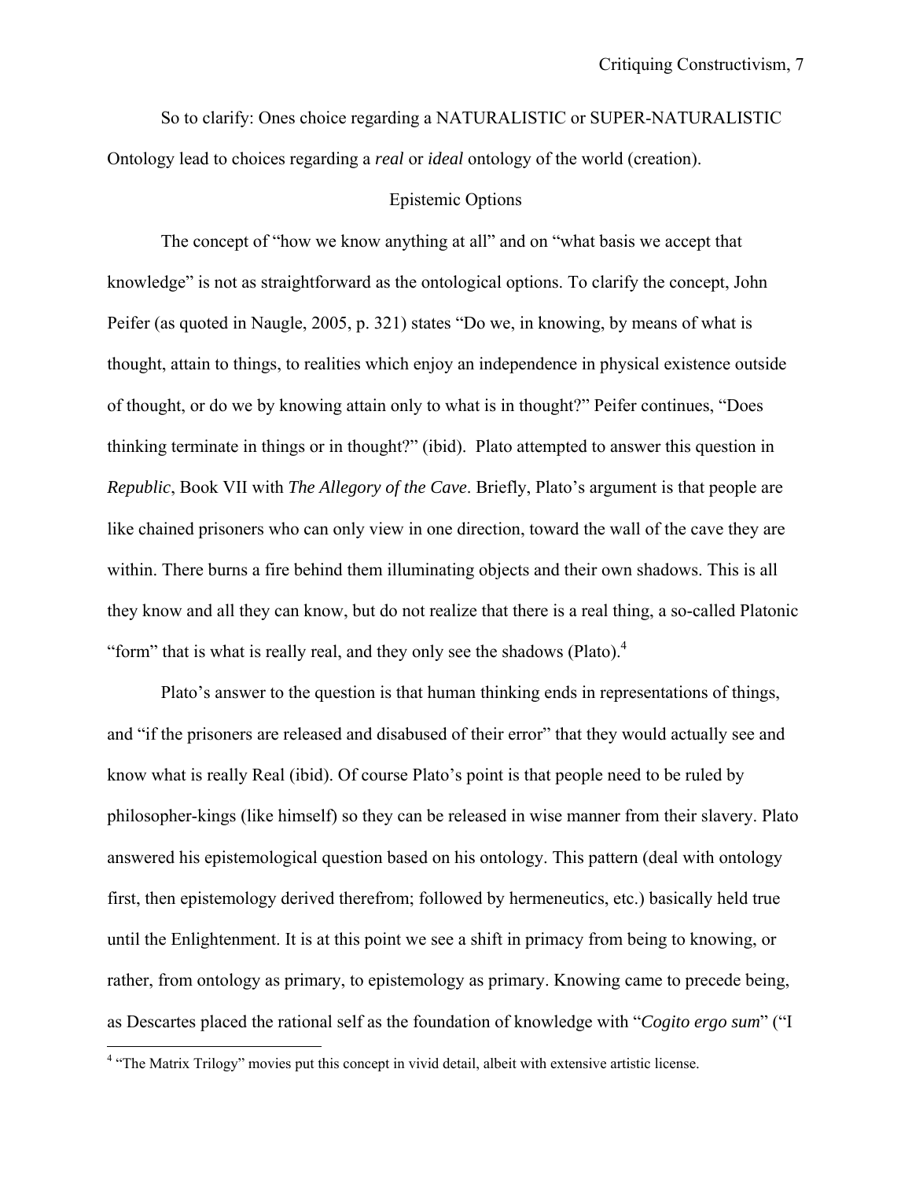So to clarify: Ones choice regarding a NATURALISTIC or SUPER-NATURALISTIC Ontology lead to choices regarding a *real* or *ideal* ontology of the world (creation).

## Epistemic Options

The concept of "how we know anything at all" and on "what basis we accept that knowledge" is not as straightforward as the ontological options. To clarify the concept, John Peifer (as quoted in Naugle, 2005, p. 321) states "Do we, in knowing, by means of what is thought, attain to things, to realities which enjoy an independence in physical existence outside of thought, or do we by knowing attain only to what is in thought?" Peifer continues, "Does thinking terminate in things or in thought?" (ibid). Plato attempted to answer this question in *Republic*, Book VII with *The Allegory of the Cave*. Briefly, Plato's argument is that people are like chained prisoners who can only view in one direction, toward the wall of the cave they are within. There burns a fire behind them illuminating objects and their own shadows. This is all they know and all they can know, but do not realize that there is a real thing, a so-called Platonic "form" that is what is really real, and they only see the shadows (Plato).[4]

Plato's answer to the question is that human thinking ends in representations of things, and "if the prisoners are released and disabused of their error" that they would actually see and know what is really Real (ibid). Of course Plato's point is that people need to be ruled by philosopher-kings (like himself) so they can be released in wise manner from their slavery. Plato answered his epistemological question based on his ontology. This pattern (deal with ontology first, then epistemology derived therefrom; followed by hermeneutics, etc.) basically held true until the Enlightenment. It is at this point we see a shift in primacy from being to knowing, or rather, from ontology as primary, to epistemology as primary. Knowing came to precede being, as Descartes placed the rational self as the foundation of knowledge with "*Cogito ergo sum*" ("I

[4] "The Matrix Trilogy" movies put this concept in vivid detail, albeit with extensive artistic license.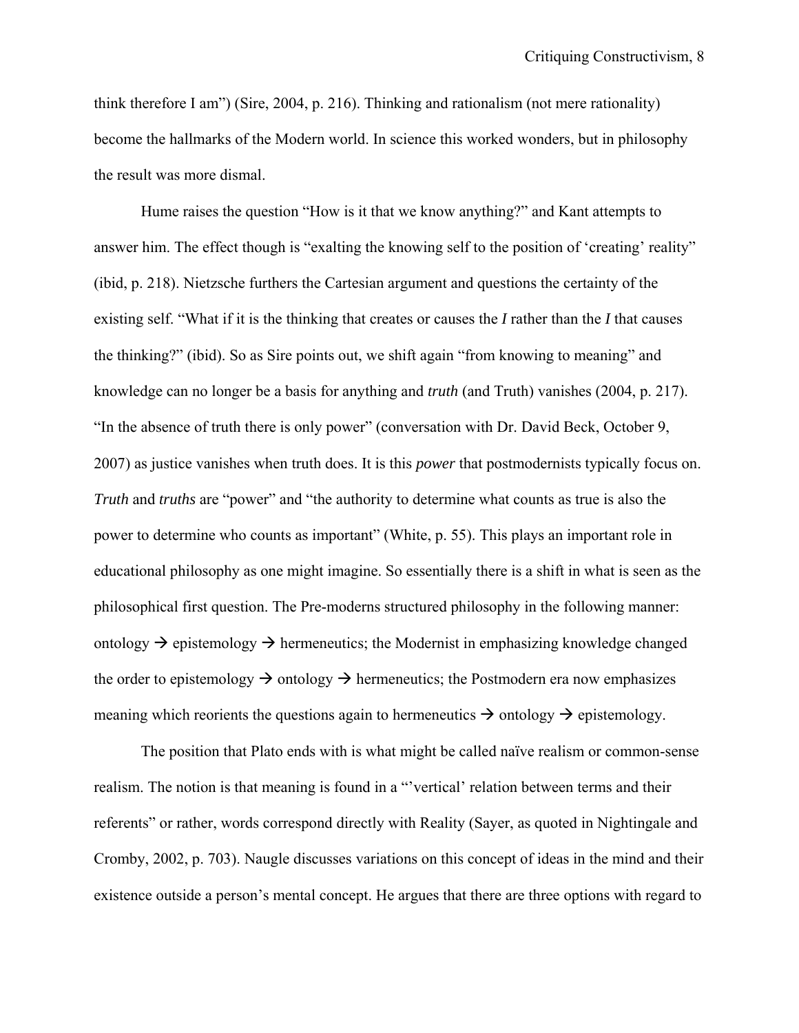think therefore I am") (Sire, 2004, p. 216). Thinking and rationalism (not mere rationality) become the hallmarks of the Modern world. In science this worked wonders, but in philosophy the result was more dismal.

Hume raises the question "How is it that we know anything?" and Kant attempts to answer him. The effect though is "exalting the knowing self to the position of 'creating' reality" (ibid, p. 218). Nietzsche furthers the Cartesian argument and questions the certainty of the existing self. "What if it is the thinking that creates or causes the *I* rather than the *I* that causes the thinking?" (ibid). So as Sire points out, we shift again "from knowing to meaning" and knowledge can no longer be a basis for anything and *truth* (and Truth) vanishes (2004, p. 217). "In the absence of truth there is only power" (conversation with Dr. David Beck, October 9, 2007) as justice vanishes when truth does. It is this *power* that postmodernists typically focus on. *Truth* and *truths* are "power" and "the authority to determine what counts as true is also the power to determine who counts as important" (White, p. 55). This plays an important role in educational philosophy as one might imagine. So essentially there is a shift in what is seen as the philosophical first question. The Pre-moderns structured philosophy in the following manner: ontology → epistemology → hermeneutics; the Modernist in emphasizing knowledge changed the order to epistemology → ontology → hermeneutics; the Postmodern era now emphasizes meaning which reorients the questions again to hermeneutics → ontology → epistemology.

The position that Plato ends with is what might be called naïve realism or common-sense realism. The notion is that meaning is found in a "'vertical' relation between terms and their referents" or rather, words correspond directly with Reality (Sayer, as quoted in Nightingale and Cromby, 2002, p. 703). Naugle discusses variations on this concept of ideas in the mind and their existence outside a person's mental concept. He argues that there are three options with regard to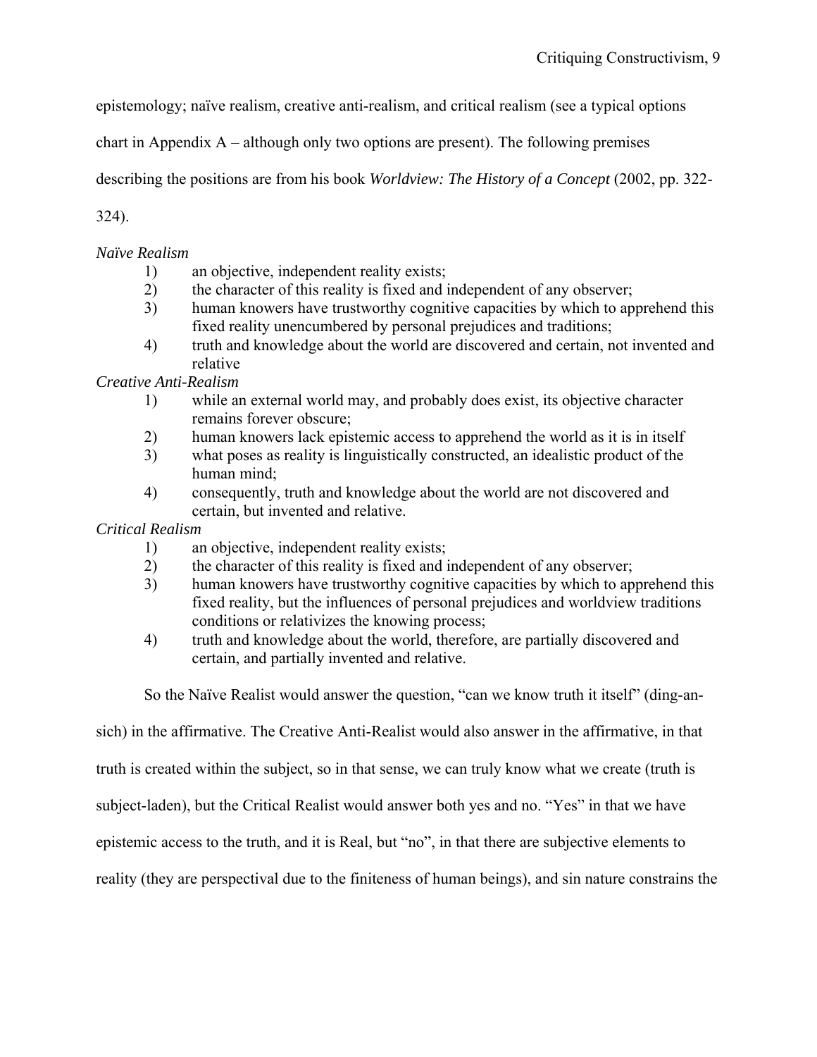epistemology; naïve realism, creative anti-realism, and critical realism (see a typical options chart in Appendix A – although only two options are present). The following premises describing the positions are from his book *Worldview: The History of a Concept* (2002, pp. 322-324).

*Naïve Realism*

1) an objective, independent reality exists;
2) the character of this reality is fixed and independent of any observer;
3) human knowers have trustworthy cognitive capacities by which to apprehend this fixed reality unencumbered by personal prejudices and traditions;
4) truth and knowledge about the world are discovered and certain, not invented and relative

*Creative Anti-Realism*

1) while an external world may, and probably does exist, its objective character remains forever obscure;
2) human knowers lack epistemic access to apprehend the world as it is in itself
3) what poses as reality is linguistically constructed, an idealistic product of the human mind;
4) consequently, truth and knowledge about the world are not discovered and certain, but invented and relative.

*Critical Realism*

1) an objective, independent reality exists;
2) the character of this reality is fixed and independent of any observer;
3) human knowers have trustworthy cognitive capacities by which to apprehend this fixed reality, but the influences of personal prejudices and worldview traditions conditions or relativizes the knowing process;
4) truth and knowledge about the world, therefore, are partially discovered and certain, and partially invented and relative.

So the Naïve Realist would answer the question, "can we know truth it itself" (ding-an-sich) in the affirmative. The Creative Anti-Realist would also answer in the affirmative, in that truth is created within the subject, so in that sense, we can truly know what we create (truth is subject-laden), but the Critical Realist would answer both yes and no. "Yes" in that we have epistemic access to the truth, and it is Real, but "no", in that there are subjective elements to reality (they are perspectival due to the finiteness of human beings), and sin nature constrains the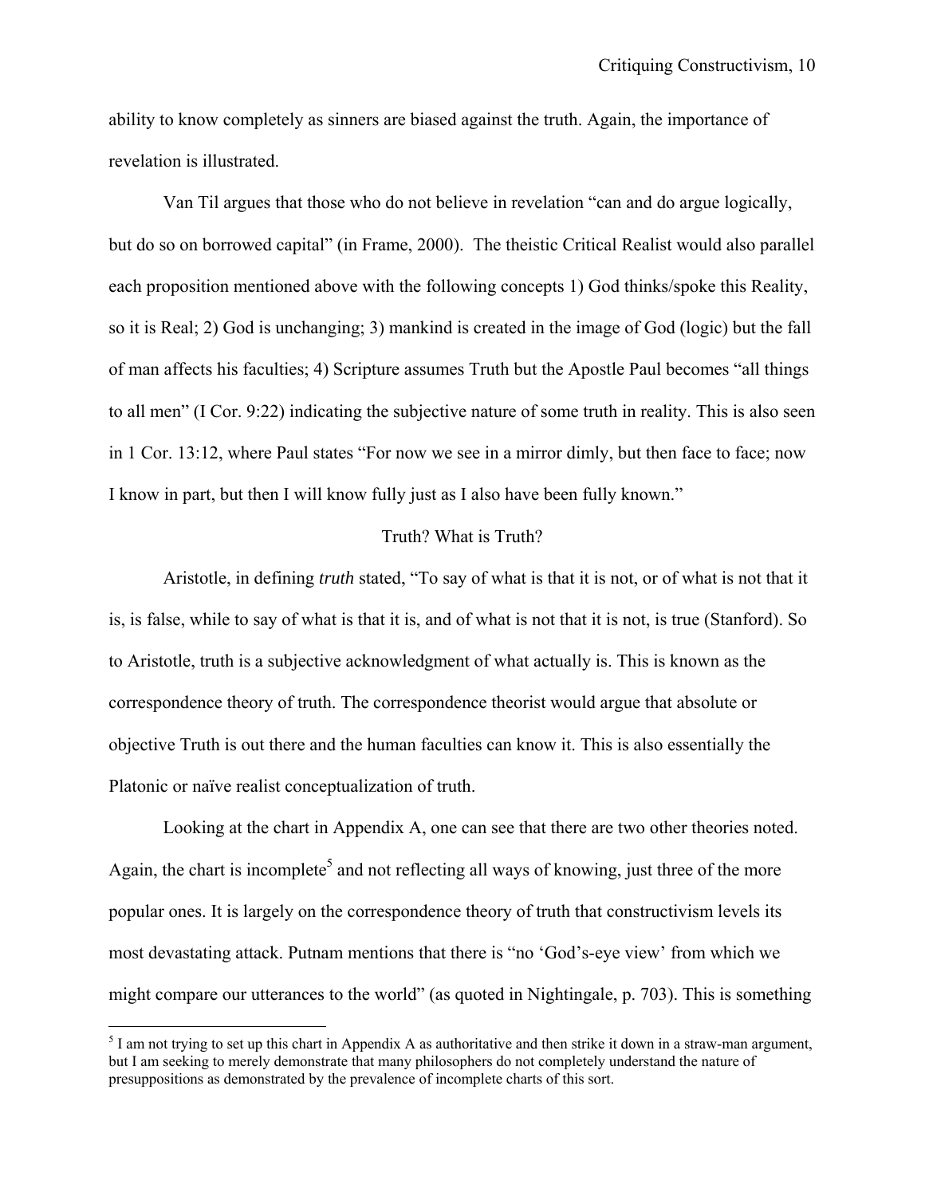ability to know completely as sinners are biased against the truth. Again, the importance of revelation is illustrated.

Van Til argues that those who do not believe in revelation "can and do argue logically, but do so on borrowed capital" (in Frame, 2000). The theistic Critical Realist would also parallel each proposition mentioned above with the following concepts 1) God thinks/spoke this Reality, so it is Real; 2) God is unchanging; 3) mankind is created in the image of God (logic) but the fall of man affects his faculties; 4) Scripture assumes Truth but the Apostle Paul becomes "all things to all men" (I Cor. 9:22) indicating the subjective nature of some truth in reality. This is also seen in 1 Cor. 13:12, where Paul states "For now we see in a mirror dimly, but then face to face; now I know in part, but then I will know fully just as I also have been fully known."

## Truth? What is Truth?

Aristotle, in defining *truth* stated, "To say of what is that it is not, or of what is not that it is, is false, while to say of what is that it is, and of what is not that it is not, is true (Stanford). So to Aristotle, truth is a subjective acknowledgment of what actually is. This is known as the correspondence theory of truth. The correspondence theorist would argue that absolute or objective Truth is out there and the human faculties can know it. This is also essentially the Platonic or naïve realist conceptualization of truth.

Looking at the chart in Appendix A, one can see that there are two other theories noted. Again, the chart is incomplete[5] and not reflecting all ways of knowing, just three of the more popular ones. It is largely on the correspondence theory of truth that constructivism levels its most devastating attack. Putnam mentions that there is "no 'God's-eye view' from which we might compare our utterances to the world" (as quoted in Nightingale, p. 703). This is something

[5] I am not trying to set up this chart in Appendix A as authoritative and then strike it down in a straw-man argument, but I am seeking to merely demonstrate that many philosophers do not completely understand the nature of presuppositions as demonstrated by the prevalence of incomplete charts of this sort.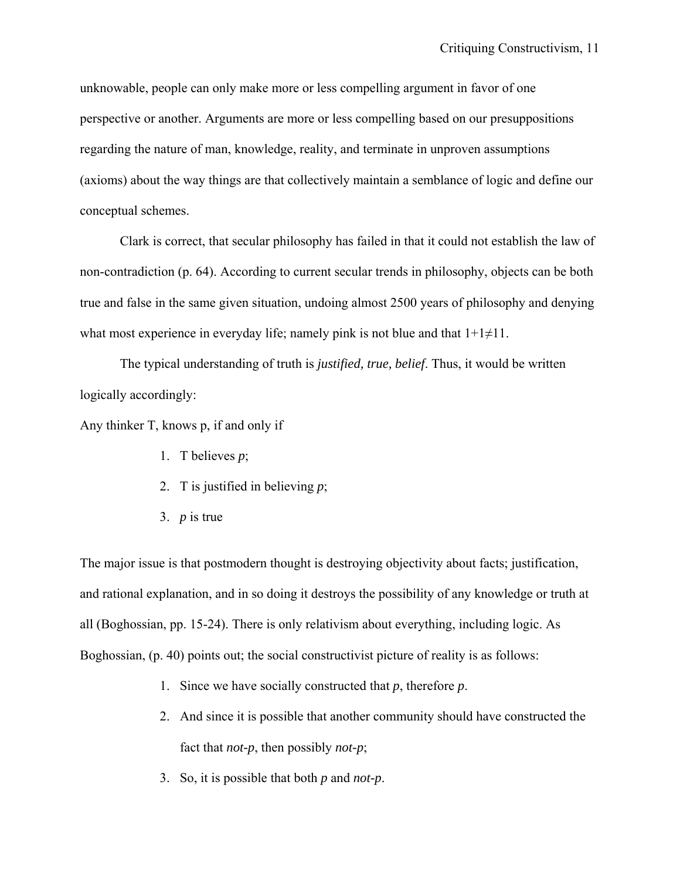unknowable, people can only make more or less compelling argument in favor of one perspective or another. Arguments are more or less compelling based on our presuppositions regarding the nature of man, knowledge, reality, and terminate in unproven assumptions (axioms) about the way things are that collectively maintain a semblance of logic and define our conceptual schemes.

Clark is correct, that secular philosophy has failed in that it could not establish the law of non-contradiction (p. 64). According to current secular trends in philosophy, objects can be both true and false in the same given situation, undoing almost 2500 years of philosophy and denying what most experience in everyday life; namely pink is not blue and that $1+1 \neq 11$.

The typical understanding of truth is *justified, true, belief*. Thus, it would be written logically accordingly:

Any thinker T, knows p, if and only if

1. T believes *p*;
2. T is justified in believing *p*;
3. *p* is true

The major issue is that postmodern thought is destroying objectivity about facts; justification, and rational explanation, and in so doing it destroys the possibility of any knowledge or truth at all (Boghossian, pp. 15-24). There is only relativism about everything, including logic. As Boghossian, (p. 40) points out; the social constructivist picture of reality is as follows:

1. Since we have socially constructed that *p*, therefore *p*.
2. And since it is possible that another community should have constructed the fact that *not-p*, then possibly *not-p*;
3. So, it is possible that both *p* and *not-p*.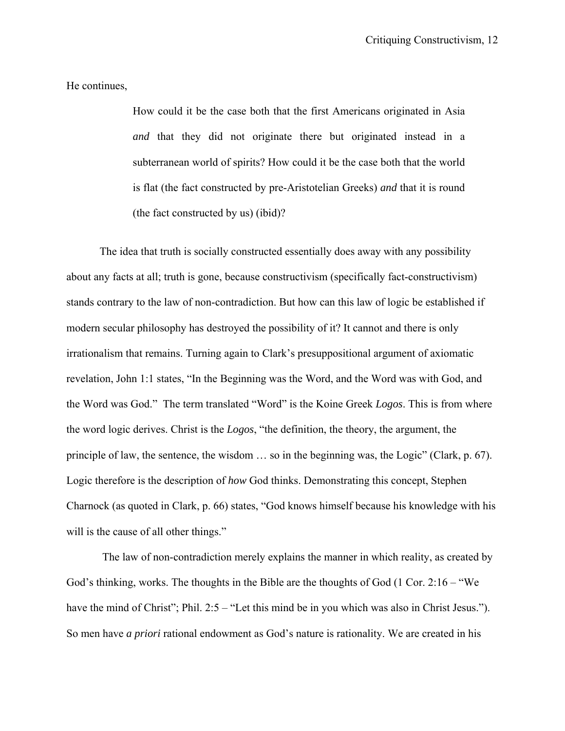He continues,

> How could it be the case both that the first Americans originated in Asia *and* that they did not originate there but originated instead in a subterranean world of spirits? How could it be the case both that the world is flat (the fact constructed by pre-Aristotelian Greeks) *and* that it is round (the fact constructed by us) (ibid)?

The idea that truth is socially constructed essentially does away with any possibility about any facts at all; truth is gone, because constructivism (specifically fact-constructivism) stands contrary to the law of non-contradiction. But how can this law of logic be established if modern secular philosophy has destroyed the possibility of it? It cannot and there is only irrationalism that remains. Turning again to Clark's presuppositional argument of axiomatic revelation, John 1:1 states, "In the Beginning was the Word, and the Word was with God, and the Word was God." The term translated "Word" is the Koine Greek *Logos*. This is from where the word logic derives. Christ is the *Logos*, "the definition, the theory, the argument, the principle of law, the sentence, the wisdom … so in the beginning was, the Logic" (Clark, p. 67). Logic therefore is the description of *how* God thinks. Demonstrating this concept, Stephen Charnock (as quoted in Clark, p. 66) states, "God knows himself because his knowledge with his will is the cause of all other things."

The law of non-contradiction merely explains the manner in which reality, as created by God's thinking, works. The thoughts in the Bible are the thoughts of God (1 Cor. 2:16 – "We have the mind of Christ"; Phil. 2:5 – "Let this mind be in you which was also in Christ Jesus."). So men have *a priori* rational endowment as God's nature is rationality. We are created in his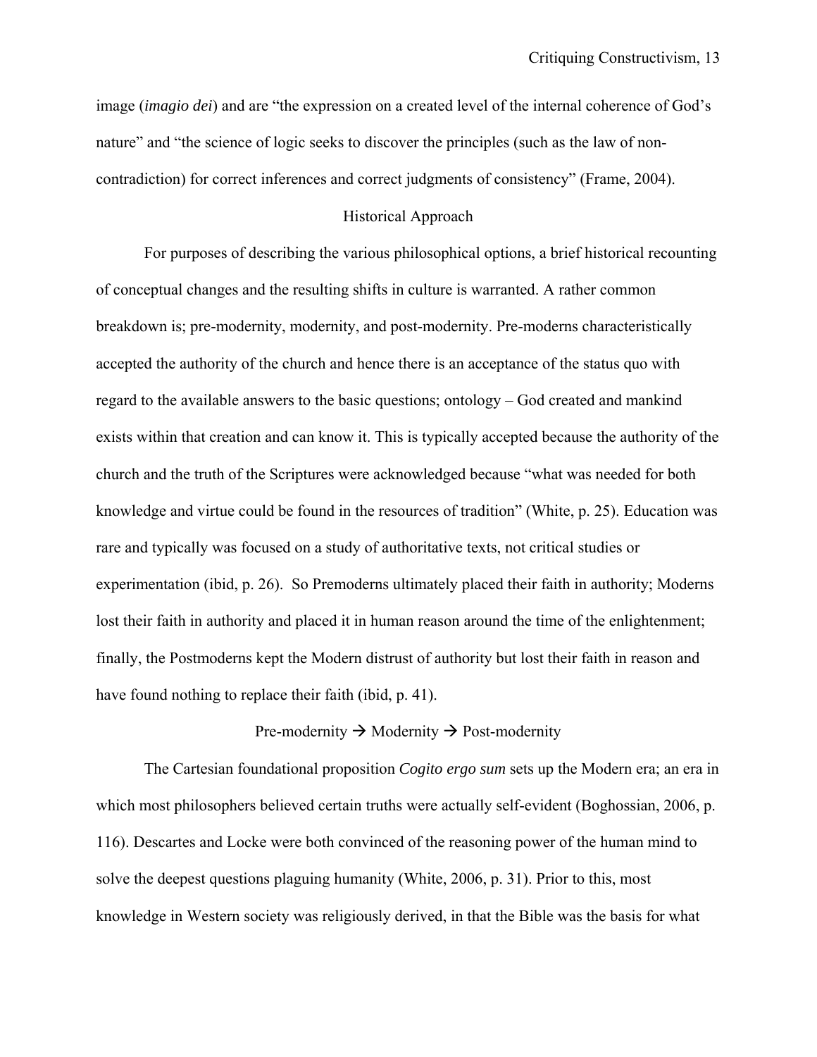image (*imagio dei*) and are "the expression on a created level of the internal coherence of God's nature" and "the science of logic seeks to discover the principles (such as the law of non-contradiction) for correct inferences and correct judgments of consistency" (Frame, 2004).

## Historical Approach

For purposes of describing the various philosophical options, a brief historical recounting of conceptual changes and the resulting shifts in culture is warranted. A rather common breakdown is; pre-modernity, modernity, and post-modernity. Pre-moderns characteristically accepted the authority of the church and hence there is an acceptance of the status quo with regard to the available answers to the basic questions; ontology – God created and mankind exists within that creation and can know it. This is typically accepted because the authority of the church and the truth of the Scriptures were acknowledged because "what was needed for both knowledge and virtue could be found in the resources of tradition" (White, p. 25). Education was rare and typically was focused on a study of authoritative texts, not critical studies or experimentation (ibid, p. 26). So Premoderns ultimately placed their faith in authority; Moderns lost their faith in authority and placed it in human reason around the time of the enlightenment; finally, the Postmoderns kept the Modern distrust of authority but lost their faith in reason and have found nothing to replace their faith (ibid, p. 41).

Pre-modernity → Modernity → Post-modernity

The Cartesian foundational proposition *Cogito ergo sum* sets up the Modern era; an era in which most philosophers believed certain truths were actually self-evident (Boghossian, 2006, p. 116). Descartes and Locke were both convinced of the reasoning power of the human mind to solve the deepest questions plaguing humanity (White, 2006, p. 31). Prior to this, most knowledge in Western society was religiously derived, in that the Bible was the basis for what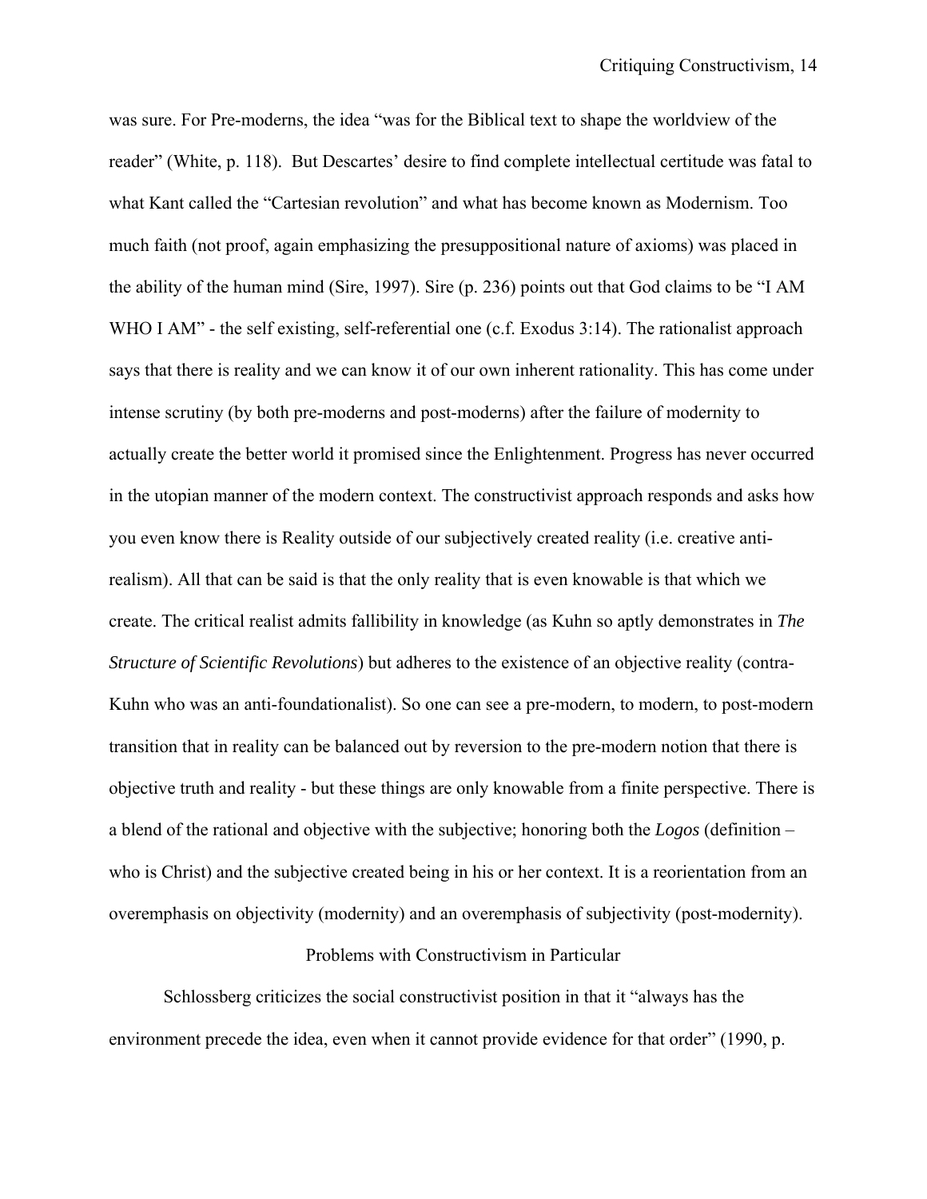was sure. For Pre-moderns, the idea "was for the Biblical text to shape the worldview of the reader" (White, p. 118). But Descartes' desire to find complete intellectual certitude was fatal to what Kant called the "Cartesian revolution" and what has become known as Modernism. Too much faith (not proof, again emphasizing the presuppositional nature of axioms) was placed in the ability of the human mind (Sire, 1997). Sire (p. 236) points out that God claims to be "I AM WHO I AM" - the self existing, self-referential one (c.f. Exodus 3:14). The rationalist approach says that there is reality and we can know it of our own inherent rationality. This has come under intense scrutiny (by both pre-moderns and post-moderns) after the failure of modernity to actually create the better world it promised since the Enlightenment. Progress has never occurred in the utopian manner of the modern context. The constructivist approach responds and asks how you even know there is Reality outside of our subjectively created reality (i.e. creative anti-realism). All that can be said is that the only reality that is even knowable is that which we create. The critical realist admits fallibility in knowledge (as Kuhn so aptly demonstrates in *The Structure of Scientific Revolutions*) but adheres to the existence of an objective reality (contra-Kuhn who was an anti-foundationalist). So one can see a pre-modern, to modern, to post-modern transition that in reality can be balanced out by reversion to the pre-modern notion that there is objective truth and reality - but these things are only knowable from a finite perspective. There is a blend of the rational and objective with the subjective; honoring both the *Logos* (definition – who is Christ) and the subjective created being in his or her context. It is a reorientation from an overemphasis on objectivity (modernity) and an overemphasis of subjectivity (post-modernity).

## Problems with Constructivism in Particular

Schlossberg criticizes the social constructivist position in that it "always has the environment precede the idea, even when it cannot provide evidence for that order" (1990, p.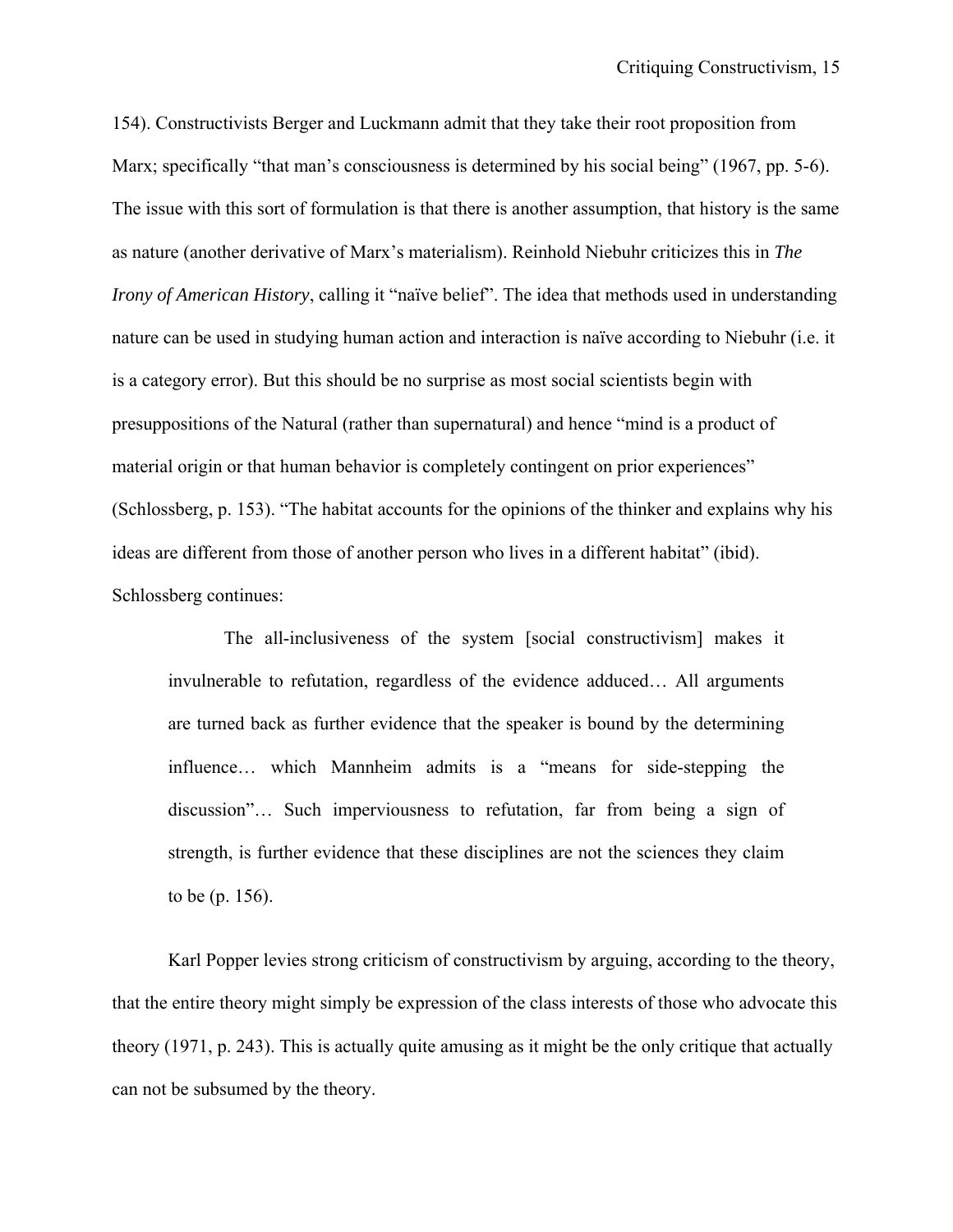154). Constructivists Berger and Luckmann admit that they take their root proposition from Marx; specifically "that man's consciousness is determined by his social being" (1967, pp. 5-6). The issue with this sort of formulation is that there is another assumption, that history is the same as nature (another derivative of Marx's materialism). Reinhold Niebuhr criticizes this in *The Irony of American History*, calling it "naïve belief". The idea that methods used in understanding nature can be used in studying human action and interaction is naïve according to Niebuhr (i.e. it is a category error). But this should be no surprise as most social scientists begin with presuppositions of the Natural (rather than supernatural) and hence "mind is a product of material origin or that human behavior is completely contingent on prior experiences" (Schlossberg, p. 153). "The habitat accounts for the opinions of the thinker and explains why his ideas are different from those of another person who lives in a different habitat" (ibid). Schlossberg continues:

> The all-inclusiveness of the system [social constructivism] makes it invulnerable to refutation, regardless of the evidence adduced… All arguments are turned back as further evidence that the speaker is bound by the determining influence… which Mannheim admits is a "means for side-stepping the discussion"… Such imperviousness to refutation, far from being a sign of strength, is further evidence that these disciplines are not the sciences they claim to be (p. 156).

Karl Popper levies strong criticism of constructivism by arguing, according to the theory, that the entire theory might simply be expression of the class interests of those who advocate this theory (1971, p. 243). This is actually quite amusing as it might be the only critique that actually can not be subsumed by the theory.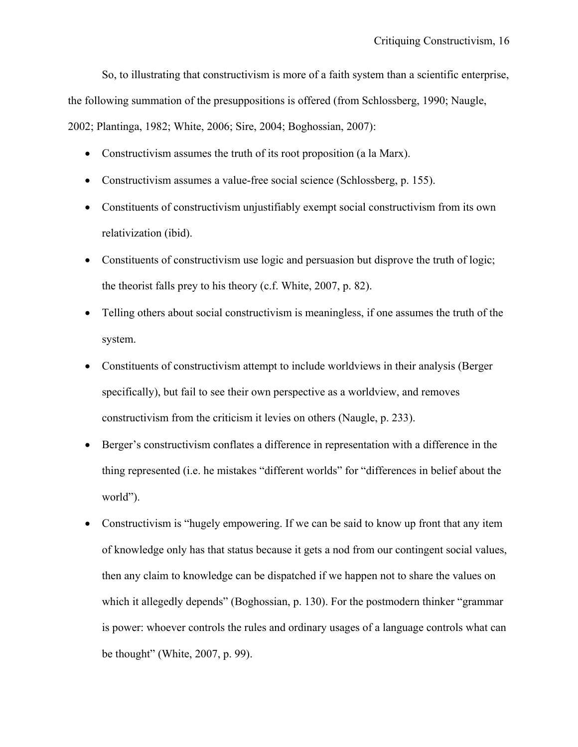So, to illustrating that constructivism is more of a faith system than a scientific enterprise, the following summation of the presuppositions is offered (from Schlossberg, 1990; Naugle, 2002; Plantinga, 1982; White, 2006; Sire, 2004; Boghossian, 2007):

- Constructivism assumes the truth of its root proposition (a la Marx).
- Constructivism assumes a value-free social science (Schlossberg, p. 155).
- Constituents of constructivism unjustifiably exempt social constructivism from its own relativization (ibid).
- Constituents of constructivism use logic and persuasion but disprove the truth of logic; the theorist falls prey to his theory (c.f. White, 2007, p. 82).
- Telling others about social constructivism is meaningless, if one assumes the truth of the system.
- Constituents of constructivism attempt to include worldviews in their analysis (Berger specifically), but fail to see their own perspective as a worldview, and removes constructivism from the criticism it levies on others (Naugle, p. 233).
- Berger's constructivism conflates a difference in representation with a difference in the thing represented (i.e. he mistakes "different worlds" for "differences in belief about the world").
- Constructivism is "hugely empowering. If we can be said to know up front that any item of knowledge only has that status because it gets a nod from our contingent social values, then any claim to knowledge can be dispatched if we happen not to share the values on which it allegedly depends" (Boghossian, p. 130). For the postmodern thinker "grammar is power: whoever controls the rules and ordinary usages of a language controls what can be thought" (White, 2007, p. 99).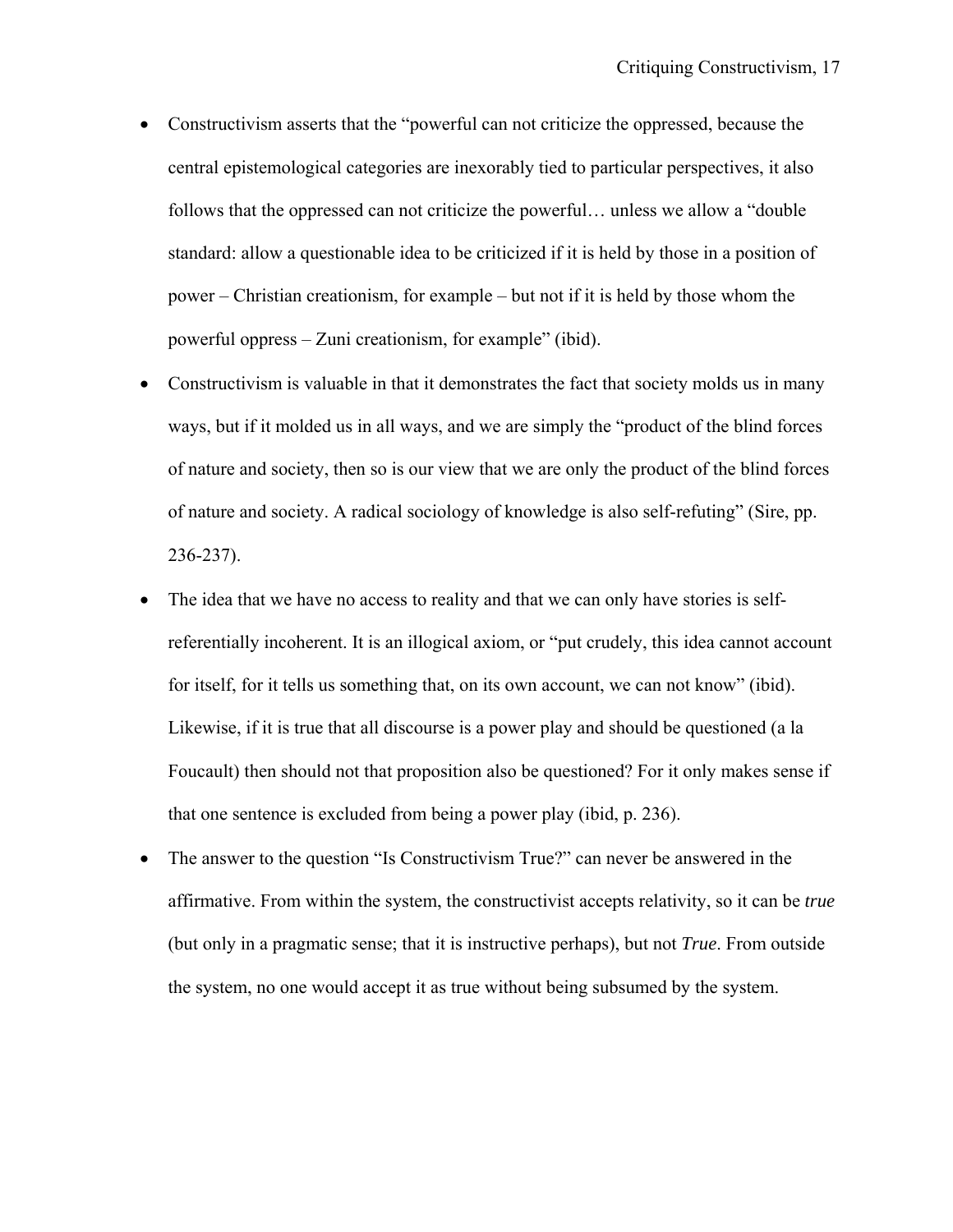- Constructivism asserts that the "powerful can not criticize the oppressed, because the central epistemological categories are inexorably tied to particular perspectives, it also follows that the oppressed can not criticize the powerful… unless we allow a "double standard: allow a questionable idea to be criticized if it is held by those in a position of power – Christian creationism, for example – but not if it is held by those whom the powerful oppress – Zuni creationism, for example" (ibid).
- Constructivism is valuable in that it demonstrates the fact that society molds us in many ways, but if it molded us in all ways, and we are simply the "product of the blind forces of nature and society, then so is our view that we are only the product of the blind forces of nature and society. A radical sociology of knowledge is also self-refuting" (Sire, pp. 236-237).
- The idea that we have no access to reality and that we can only have stories is self-referentially incoherent. It is an illogical axiom, or "put crudely, this idea cannot account for itself, for it tells us something that, on its own account, we can not know" (ibid). Likewise, if it is true that all discourse is a power play and should be questioned (a la Foucault) then should not that proposition also be questioned? For it only makes sense if that one sentence is excluded from being a power play (ibid, p. 236).
- The answer to the question "Is Constructivism True?" can never be answered in the affirmative. From within the system, the constructivist accepts relativity, so it can be *true* (but only in a pragmatic sense; that it is instructive perhaps), but not *True*. From outside the system, no one would accept it as true without being subsumed by the system.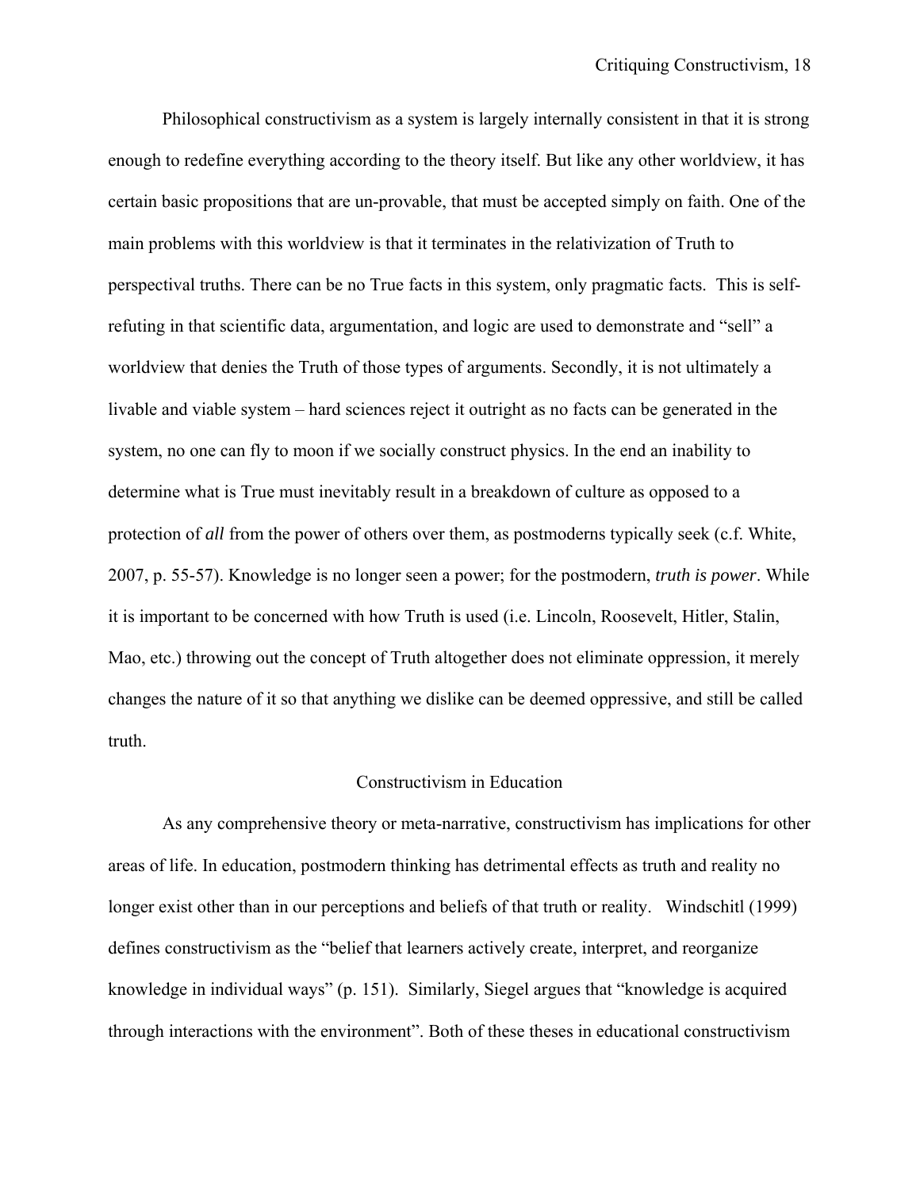Philosophical constructivism as a system is largely internally consistent in that it is strong enough to redefine everything according to the theory itself. But like any other worldview, it has certain basic propositions that are un-provable, that must be accepted simply on faith. One of the main problems with this worldview is that it terminates in the relativization of Truth to perspectival truths. There can be no True facts in this system, only pragmatic facts. This is self-refuting in that scientific data, argumentation, and logic are used to demonstrate and "sell" a worldview that denies the Truth of those types of arguments. Secondly, it is not ultimately a livable and viable system – hard sciences reject it outright as no facts can be generated in the system, no one can fly to moon if we socially construct physics. In the end an inability to determine what is True must inevitably result in a breakdown of culture as opposed to a protection of *all* from the power of others over them, as postmoderns typically seek (c.f. White, 2007, p. 55-57). Knowledge is no longer seen a power; for the postmodern, *truth is power*. While it is important to be concerned with how Truth is used (i.e. Lincoln, Roosevelt, Hitler, Stalin, Mao, etc.) throwing out the concept of Truth altogether does not eliminate oppression, it merely changes the nature of it so that anything we dislike can be deemed oppressive, and still be called truth.

## Constructivism in Education

As any comprehensive theory or meta-narrative, constructivism has implications for other areas of life. In education, postmodern thinking has detrimental effects as truth and reality no longer exist other than in our perceptions and beliefs of that truth or reality. Windschitl (1999) defines constructivism as the "belief that learners actively create, interpret, and reorganize knowledge in individual ways" (p. 151). Similarly, Siegel argues that "knowledge is acquired through interactions with the environment". Both of these theses in educational constructivism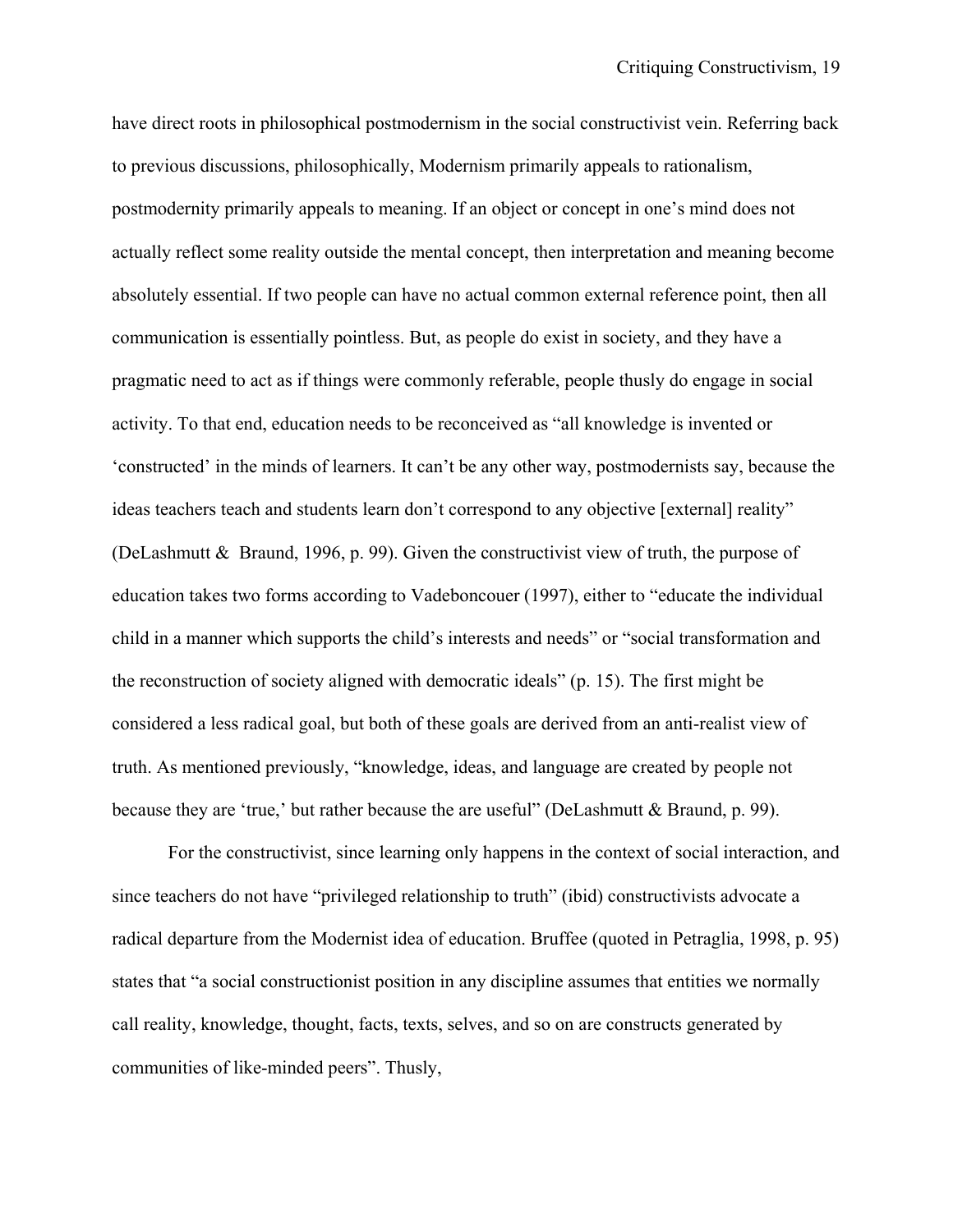have direct roots in philosophical postmodernism in the social constructivist vein. Referring back to previous discussions, philosophically, Modernism primarily appeals to rationalism, postmodernity primarily appeals to meaning. If an object or concept in one's mind does not actually reflect some reality outside the mental concept, then interpretation and meaning become absolutely essential. If two people can have no actual common external reference point, then all communication is essentially pointless. But, as people do exist in society, and they have a pragmatic need to act as if things were commonly referable, people thusly do engage in social activity. To that end, education needs to be reconceived as "all knowledge is invented or 'constructed' in the minds of learners. It can't be any other way, postmodernists say, because the ideas teachers teach and students learn don't correspond to any objective [external] reality" (DeLashmutt & Braund, 1996, p. 99). Given the constructivist view of truth, the purpose of education takes two forms according to Vadeboncouer (1997), either to "educate the individual child in a manner which supports the child's interests and needs" or "social transformation and the reconstruction of society aligned with democratic ideals" (p. 15). The first might be considered a less radical goal, but both of these goals are derived from an anti-realist view of truth. As mentioned previously, "knowledge, ideas, and language are created by people not because they are 'true,' but rather because the are useful" (DeLashmutt & Braund, p. 99).

For the constructivist, since learning only happens in the context of social interaction, and since teachers do not have "privileged relationship to truth" (ibid) constructivists advocate a radical departure from the Modernist idea of education. Bruffee (quoted in Petraglia, 1998, p. 95) states that "a social constructionist position in any discipline assumes that entities we normally call reality, knowledge, thought, facts, texts, selves, and so on are constructs generated by communities of like-minded peers". Thusly,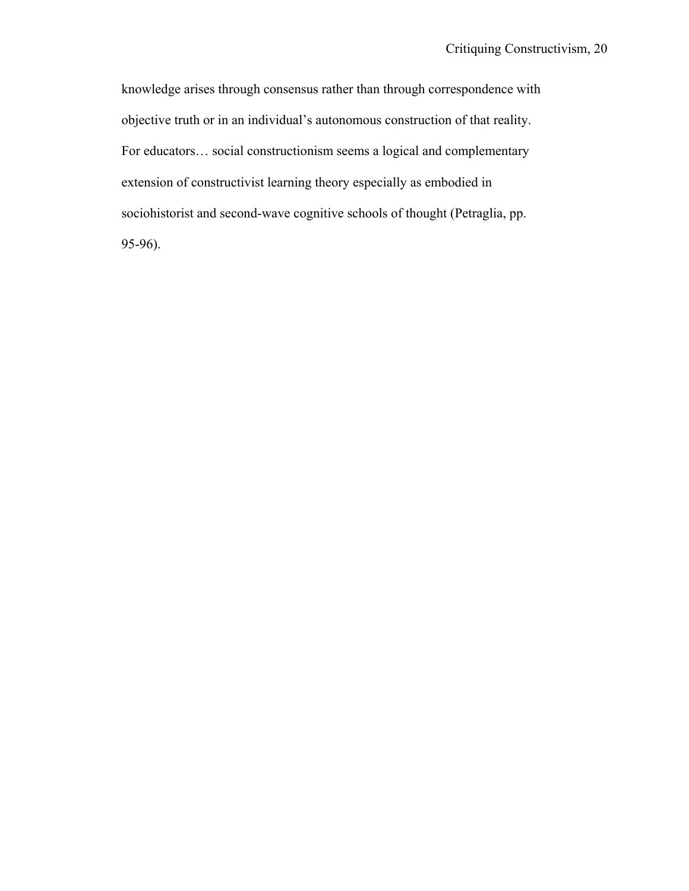knowledge arises through consensus rather than through correspondence with objective truth or in an individual's autonomous construction of that reality. For educators… social constructionism seems a logical and complementary extension of constructivist learning theory especially as embodied in sociohistorist and second-wave cognitive schools of thought (Petraglia, pp. 95-96).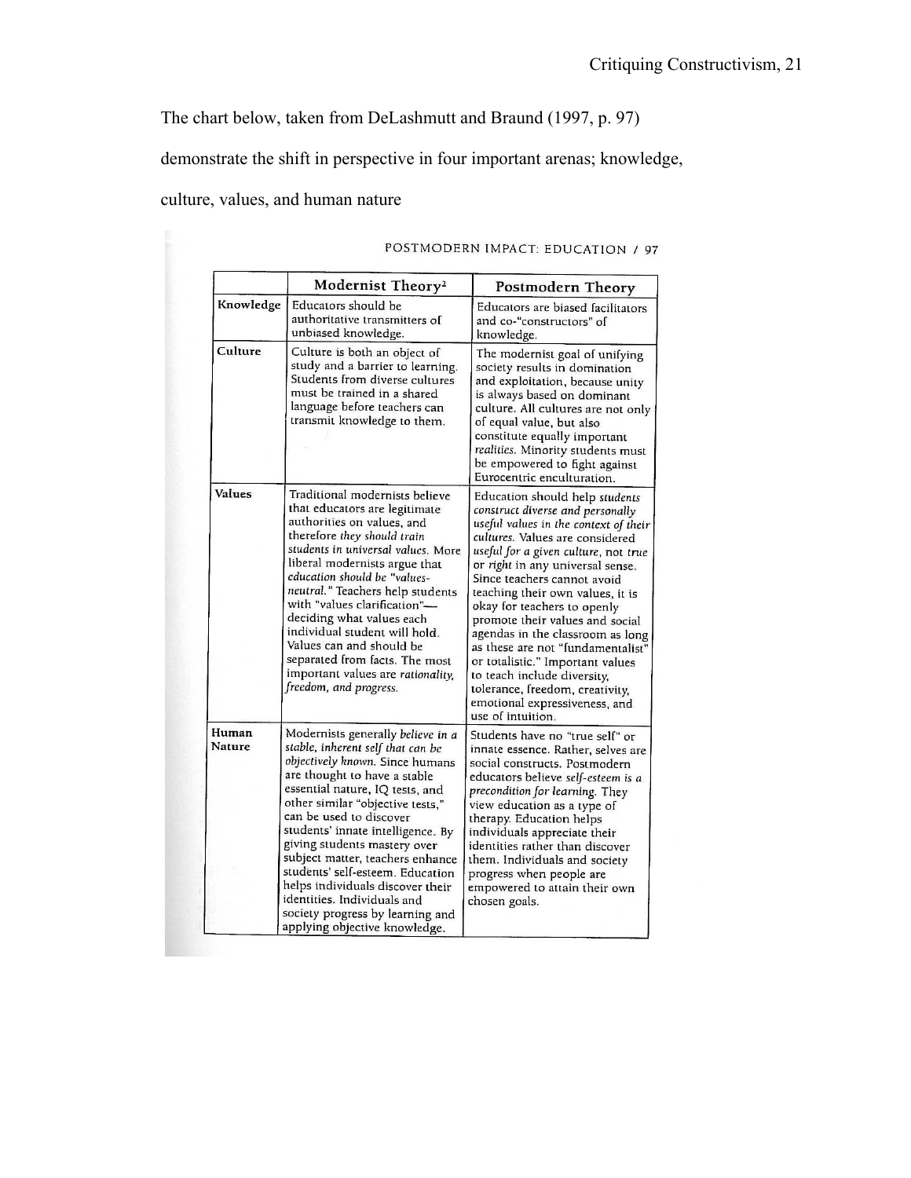The chart below, taken from DeLashmutt and Braund (1997, p. 97) demonstrate the shift in perspective in four important arenas; knowledge, culture, values, and human nature

POSTMODERN IMPACT: EDUCATION / 97

| | Modernist Theory[2] | Postmodern Theory |
|---|---|---|
| Knowledge | Educators should be authoritative transmitters of unbiased knowledge. | Educators are biased facilitators and co-"constructors" of knowledge. |
| Culture | Culture is both an object of study and a barrier to learning. Students from diverse cultures must be trained in a shared language before teachers can transmit knowledge to them. | The modernist goal of unifying society results in domination and exploitation, because unity is always based on dominant culture. All cultures are not only of equal value, but also constitute equally important *realities*. Minority students must be empowered to fight against Eurocentric enculturation. |
| Values | Traditional modernists believe that educators are legitimate authorities on values, and therefore *they should train students in universal values*. More liberal modernists argue that *education should be "values-neutral."* Teachers help students with "values clarification"—deciding what values each individual student will hold. Values can and should be separated from facts. The most important values are *rationality, freedom, and progress.* | Education should help *students construct diverse and personally useful values in the context of their cultures*. Values are considered *useful for a given culture*, not *true* or *right* in any universal sense. Since teachers cannot avoid teaching their own values, it is okay for teachers to openly promote their values and social agendas in the classroom as long as these are not "fundamentalist" or totalistic." Important values to teach include diversity, tolerance, freedom, creativity, emotional expressiveness, and use of intuition. |
| Human Nature | Modernists generally *believe in a stable, inherent self that can be objectively known*. Since humans are thought to have a stable essential nature, IQ tests, and other similar "objective tests," can be used to discover students' innate intelligence. By giving students mastery over subject matter, teachers enhance students' self-esteem. Education helps individuals discover their identities. Individuals and society progress by learning and applying objective knowledge. | Students have no "true self" or innate essence. Rather, selves are social constructs. Postmodern educators believe *self-esteem is a precondition for learning*. They view education as a type of therapy. Education helps individuals appreciate their identities rather than discover them. Individuals and society progress when people are empowered to attain their own chosen goals. |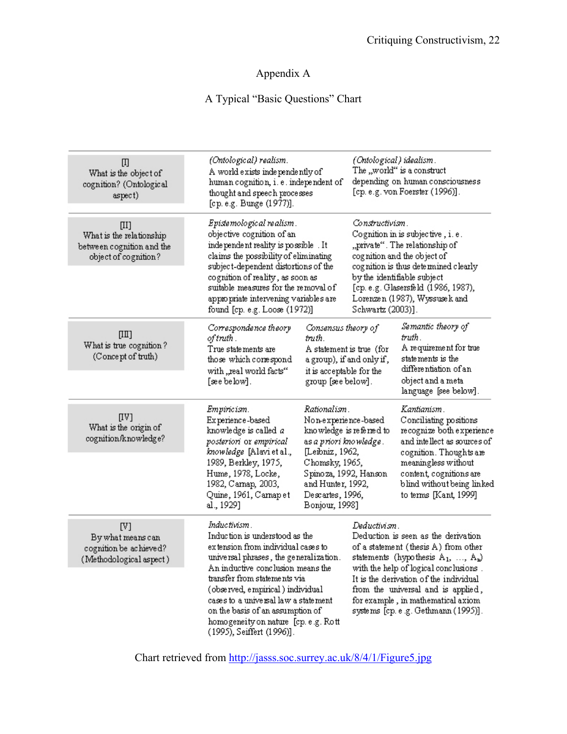# Appendix A

## A Typical "Basic Questions" Chart

| | | | |
|---|---|---|---|
| [I] What is the object of cognition? (Ontological aspect) | *(Ontological) realism.* A world exists independently of human cognition, i. e. independent of thought and speech processes [cp. e.g. Bunge (1977)]. | *(Ontological) idealism.* The „world" is a construct depending on human consciousness [cp. e.g. von Foerster (1996)]. | |
| [II] What is the relationship between cognition and the object of cognition? | *Epistemological realism.* objective cognition of an independent reality is possible . It claims the possibility of eliminating subject-dependent distortions of the cognition of reality, as soon as suitable measures for the removal of appropriate intervening variables are found [cp. e.g. Loose (1972)] | *Constructivism.* Cognition in is subjective, i. e. „private". The relationship of cognition and the object of cognition is thus determined clearly by the identifiable subject [cp. e.g. Glasersfeld (1986, 1987), Lorenzen (1987), Wyssusek and Schwartz (2003)]. | |
| [III] What is true cognition? (Concept of truth) | *Correspondence theory of truth.* True statements are those which correspond with „real world facts" [see below]. | *Consensus theory of truth.* A statement is true (for a group), if and only if, it is acceptable for the group [see below]. | *Semantic theory of truth.* A requirement for true statements is the differentiation of an object and a meta language [see below]. |
| [IV] What is the origin of cognition/knowledge? | *Empiricism.* Experience-based knowledge is called *a posteriori* or *empirical knowledge* [Alavi et al., 1989, Berkley, 1975, Hume, 1978, Locke, 1982, Carnap, 2003, Quine, 1961, Carnap et al., 1929] | *Rationalism.* Non-experience-based knowledge is referred to as *a priori knowledge*. [Leibniz, 1962, Chomsky, 1965, Spinoza, 1992, Hanson and Hunter, 1992, Descartes, 1996, Bonjour, 1998] | *Kantianism.* Conciliating positions recognize both experience and intellect as sources of cognition. Thoughts are meaningless without content, cognitions are blind without being linked to terms [Kant, 1999] |
| [V] By what means can cognition be achieved? (Methodological aspect) | *Inductivism.* Induction is understood as the extension from individual cases to universal phrases, the generalization. An inductive conclusion means the transfer from statements via (observed, empirical) individual cases to a universal law a statement on the basis of an assumption of homogeneity on nature [cp. e.g. Rott (1995), Seiffert (1996)]. | *Deductivism.* Deduction is seen as the derivation of a statement (thesis A) from other statements (hypothesis $A_1, \ldots, A_n$) with the help of logical conclusions . It is the derivation of the individual from the universal and is applied, for example, in mathematical axiom systems [cp. e.g. Gethmann (1995)]. | |

Chart retrieved from http://jasss.soc.surrey.ac.uk/8/4/1/Figure5.jpg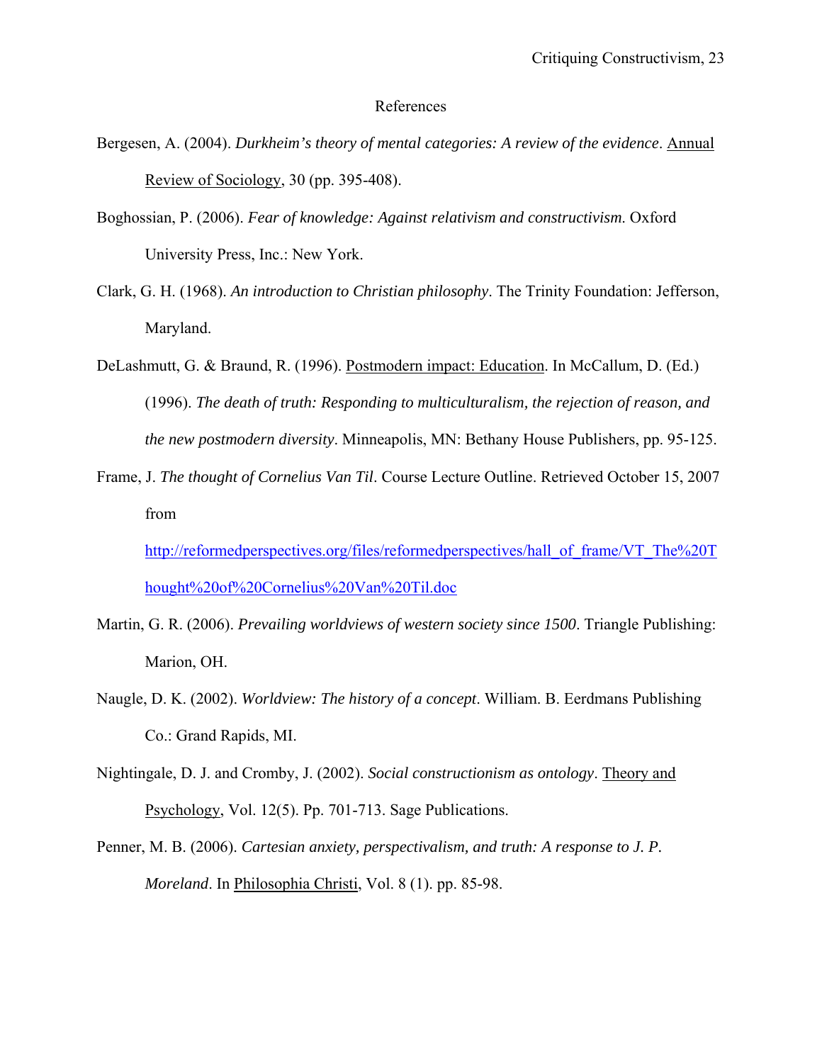References

Bergesen, A. (2004). *Durkheim's theory of mental categories: A review of the evidence*. Annual Review of Sociology, 30 (pp. 395-408).

Boghossian, P. (2006). *Fear of knowledge: Against relativism and constructivism*. Oxford University Press, Inc.: New York.

Clark, G. H. (1968). *An introduction to Christian philosophy*. The Trinity Foundation: Jefferson, Maryland.

DeLashmutt, G. & Braund, R. (1996). Postmodern impact: Education. In McCallum, D. (Ed.) (1996). *The death of truth: Responding to multiculturalism, the rejection of reason, and the new postmodern diversity*. Minneapolis, MN: Bethany House Publishers, pp. 95-125.

Frame, J. *The thought of Cornelius Van Til*. Course Lecture Outline. Retrieved October 15, 2007 from http://reformedperspectives.org/files/reformedperspectives/hall_of_frame/VT_The%20Thought%20of%20Cornelius%20Van%20Til.doc

Martin, G. R. (2006). *Prevailing worldviews of western society since 1500*. Triangle Publishing: Marion, OH.

Naugle, D. K. (2002). *Worldview: The history of a concept*. William. B. Eerdmans Publishing Co.: Grand Rapids, MI.

Nightingale, D. J. and Cromby, J. (2002). *Social constructionism as ontology*. Theory and Psychology, Vol. 12(5). Pp. 701-713. Sage Publications.

Penner, M. B. (2006). *Cartesian anxiety, perspectivalism, and truth: A response to J. P. Moreland*. In Philosophia Christi, Vol. 8 (1). pp. 85-98.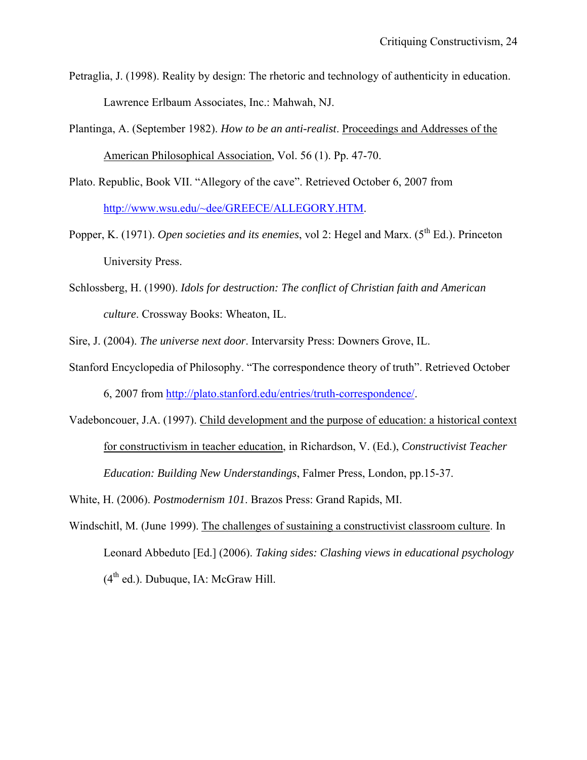Petraglia, J. (1998). Reality by design: The rhetoric and technology of authenticity in education. Lawrence Erlbaum Associates, Inc.: Mahwah, NJ.

Plantinga, A. (September 1982). *How to be an anti-realist*. Proceedings and Addresses of the American Philosophical Association, Vol. 56 (1). Pp. 47-70.

Plato. Republic, Book VII. "Allegory of the cave". Retrieved October 6, 2007 from http://www.wsu.edu/~dee/GREECE/ALLEGORY.HTM.

Popper, K. (1971). *Open societies and its enemies*, vol 2: Hegel and Marx. (5th Ed.). Princeton University Press.

Schlossberg, H. (1990). *Idols for destruction: The conflict of Christian faith and American culture*. Crossway Books: Wheaton, IL.

Sire, J. (2004). *The universe next door*. Intervarsity Press: Downers Grove, IL.

Stanford Encyclopedia of Philosophy. "The correspondence theory of truth". Retrieved October 6, 2007 from http://plato.stanford.edu/entries/truth-correspondence/.

Vadeboncouer, J.A. (1997). Child development and the purpose of education: a historical context for constructivism in teacher education, in Richardson, V. (Ed.), *Constructivist Teacher Education: Building New Understandings*, Falmer Press, London, pp.15-37.

White, H. (2006). *Postmodernism 101*. Brazos Press: Grand Rapids, MI.

Windschitl, M. (June 1999). The challenges of sustaining a constructivist classroom culture. In Leonard Abbeduto [Ed.] (2006). *Taking sides: Clashing views in educational psychology* (4th ed.). Dubuque, IA: McGraw Hill.